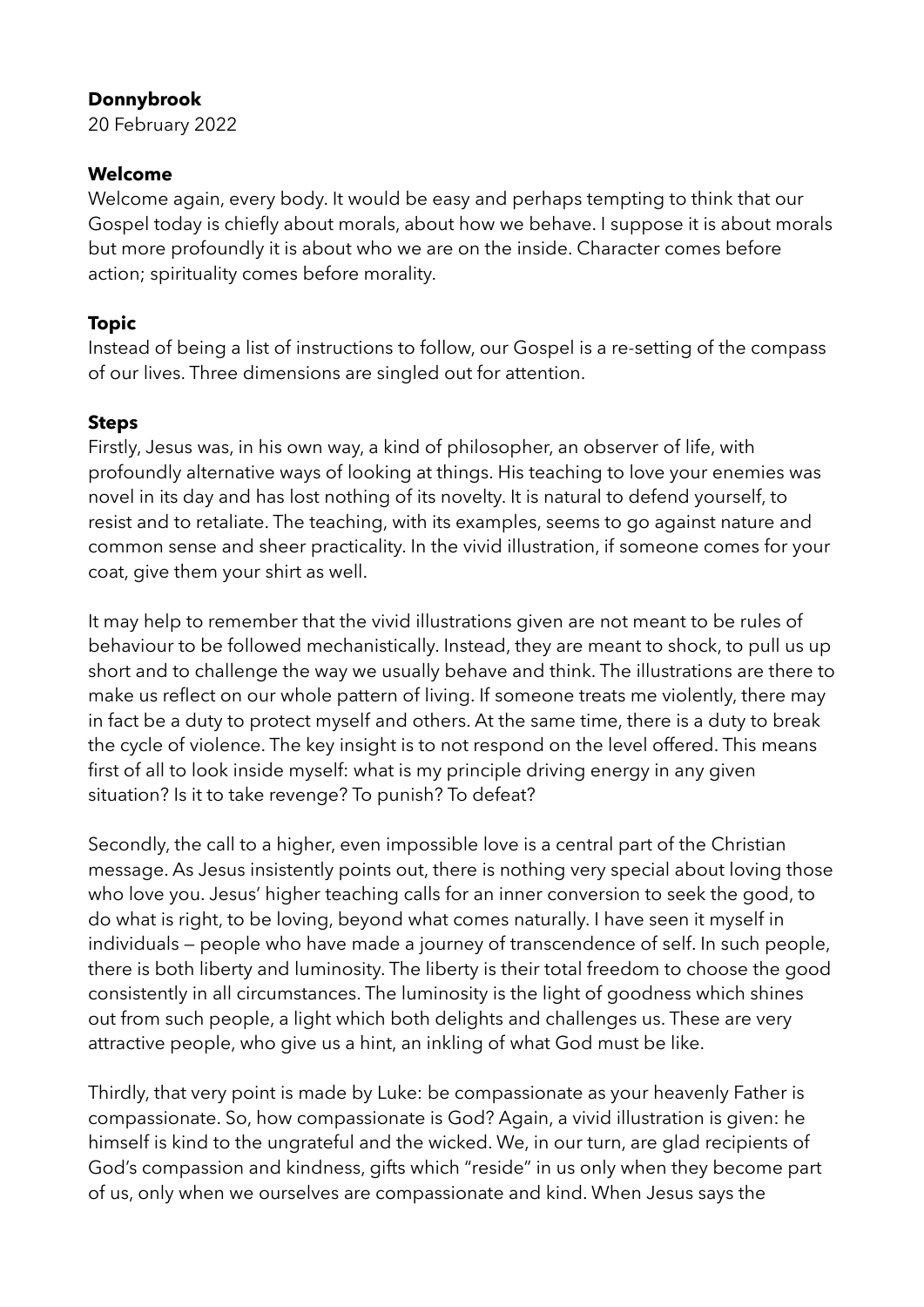**Donnybrook**
20 February 2022

**Welcome**
Welcome again, every body. It would be easy and perhaps tempting to think that our Gospel today is chiefly about morals, about how we behave. I suppose it is about morals but more profoundly it is about who we are on the inside. Character comes before action; spirituality comes before morality.

**Topic**
Instead of being a list of instructions to follow, our Gospel is a re-setting of the compass of our lives. Three dimensions are singled out for attention.

**Steps**
Firstly, Jesus was, in his own way, a kind of philosopher, an observer of life, with profoundly alternative ways of looking at things. His teaching to love your enemies was novel in its day and has lost nothing of its novelty. It is natural to defend yourself, to resist and to retaliate. The teaching, with its examples, seems to go against nature and common sense and sheer practicality. In the vivid illustration, if someone comes for your coat, give them your shirt as well.

It may help to remember that the vivid illustrations given are not meant to be rules of behaviour to be followed mechanistically. Instead, they are meant to shock, to pull us up short and to challenge the way we usually behave and think. The illustrations are there to make us reflect on our whole pattern of living. If someone treats me violently, there may in fact be a duty to protect myself and others. At the same time, there is a duty to break the cycle of violence. The key insight is to not respond on the level offered. This means first of all to look inside myself: what is my principle driving energy in any given situation? Is it to take revenge? To punish? To defeat?

Secondly, the call to a higher, even impossible love is a central part of the Christian message. As Jesus insistently points out, there is nothing very special about loving those who love you. Jesus' higher teaching calls for an inner conversion to seek the good, to do what is right, to be loving, beyond what comes naturally. I have seen it myself in individuals — people who have made a journey of transcendence of self. In such people, there is both liberty and luminosity. The liberty is their total freedom to choose the good consistently in all circumstances. The luminosity is the light of goodness which shines out from such people, a light which both delights and challenges us. These are very attractive people, who give us a hint, an inkling of what God must be like.

Thirdly, that very point is made by Luke: be compassionate as your heavenly Father is compassionate. So, how compassionate is God? Again, a vivid illustration is given: he himself is kind to the ungrateful and the wicked. We, in our turn, are glad recipients of God's compassion and kindness, gifts which "reside" in us only when they become part of us, only when we ourselves are compassionate and kind. When Jesus says the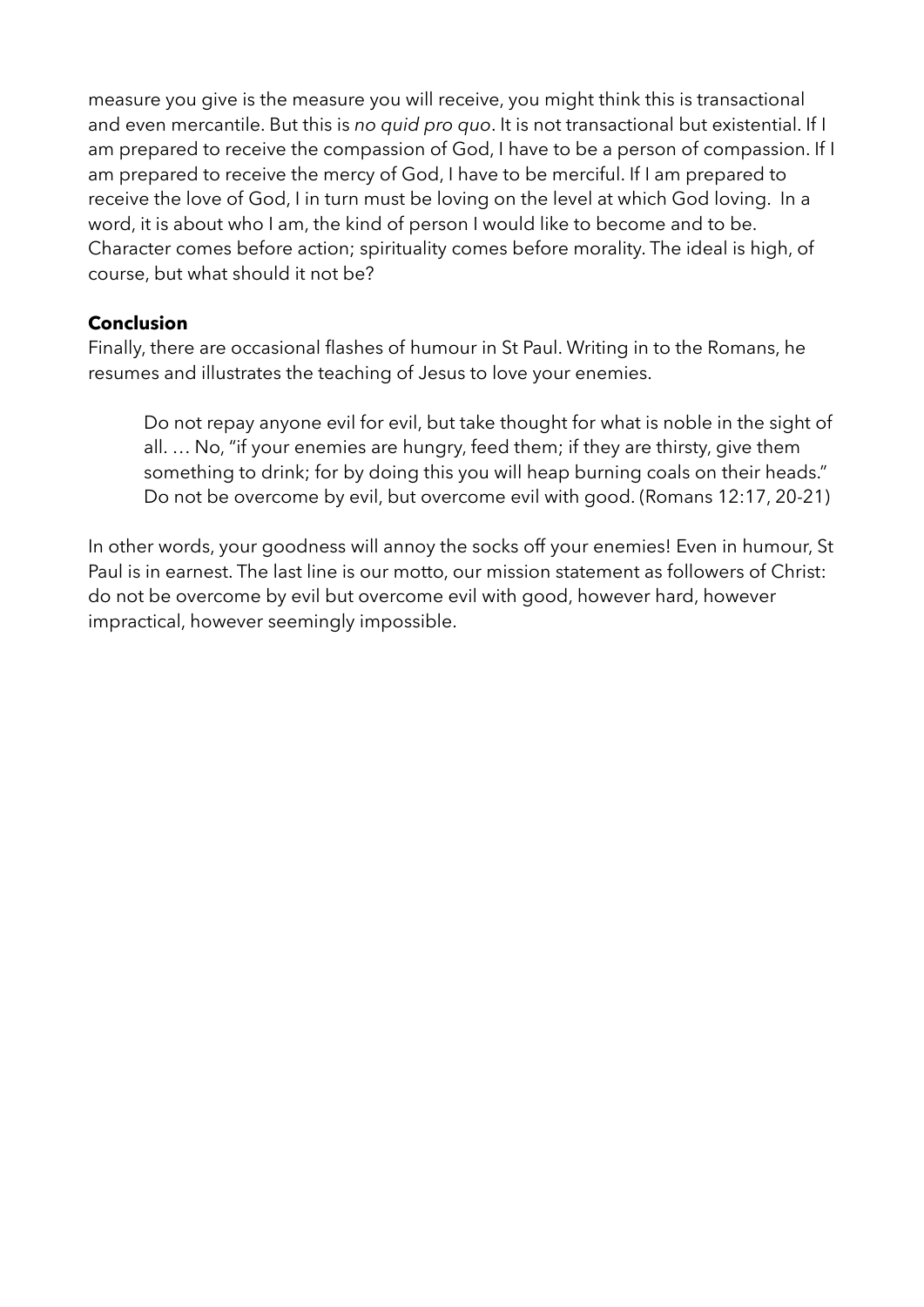measure you give is the measure you will receive, you might think this is transactional and even mercantile. But this is *no quid pro quo*. It is not transactional but existential. If I am prepared to receive the compassion of God, I have to be a person of compassion. If I am prepared to receive the mercy of God, I have to be merciful. If I am prepared to receive the love of God, I in turn must be loving on the level at which God loving. In a word, it is about who I am, the kind of person I would like to become and to be. Character comes before action; spirituality comes before morality. The ideal is high, of course, but what should it not be?

**Conclusion**

Finally, there are occasional flashes of humour in St Paul. Writing in to the Romans, he resumes and illustrates the teaching of Jesus to love your enemies.

> Do not repay anyone evil for evil, but take thought for what is noble in the sight of all. … No, "if your enemies are hungry, feed them; if they are thirsty, give them something to drink; for by doing this you will heap burning coals on their heads." Do not be overcome by evil, but overcome evil with good. (Romans 12:17, 20-21)

In other words, your goodness will annoy the socks off your enemies! Even in humour, St Paul is in earnest. The last line is our motto, our mission statement as followers of Christ: do not be overcome by evil but overcome evil with good, however hard, however impractical, however seemingly impossible.